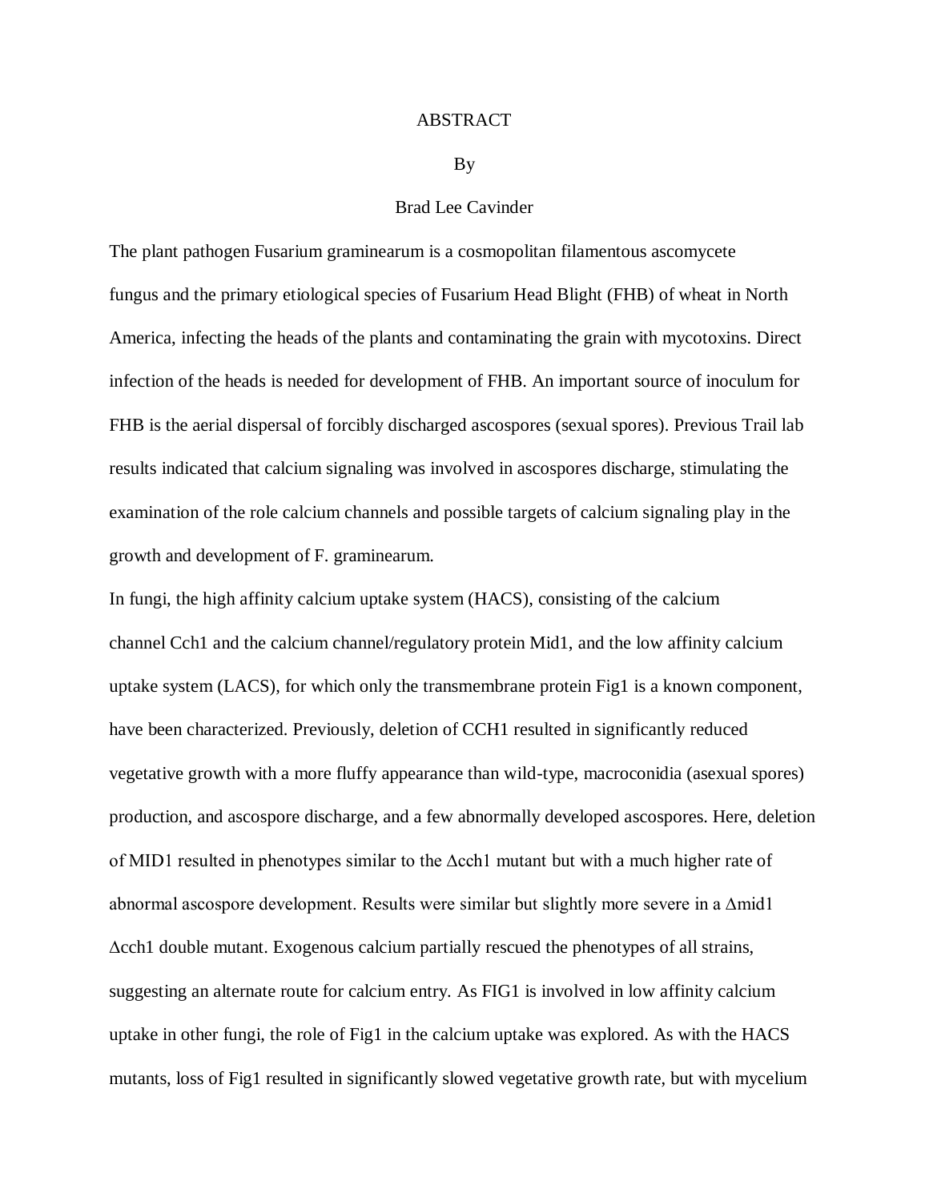# ABSTRACT

By

Brad Lee Cavinder

The plant pathogen Fusarium graminearum is a cosmopolitan filamentous ascomycete fungus and the primary etiological species of Fusarium Head Blight (FHB) of wheat in North America, infecting the heads of the plants and contaminating the grain with mycotoxins. Direct infection of the heads is needed for development of FHB. An important source of inoculum for FHB is the aerial dispersal of forcibly discharged ascospores (sexual spores). Previous Trail lab results indicated that calcium signaling was involved in ascospores discharge, stimulating the examination of the role calcium channels and possible targets of calcium signaling play in the growth and development of F. graminearum.

In fungi, the high affinity calcium uptake system (HACS), consisting of the calcium channel Cch1 and the calcium channel/regulatory protein Mid1, and the low affinity calcium uptake system (LACS), for which only the transmembrane protein Fig1 is a known component, have been characterized. Previously, deletion of CCH1 resulted in significantly reduced vegetative growth with a more fluffy appearance than wild-type, macroconidia (asexual spores) production, and ascospore discharge, and a few abnormally developed ascospores. Here, deletion of MID1 resulted in phenotypes similar to the Δcch1 mutant but with a much higher rate of abnormal ascospore development. Results were similar but slightly more severe in a Δmid1 Δcch1 double mutant. Exogenous calcium partially rescued the phenotypes of all strains, suggesting an alternate route for calcium entry. As FIG1 is involved in low affinity calcium uptake in other fungi, the role of Fig1 in the calcium uptake was explored. As with the HACS mutants, loss of Fig1 resulted in significantly slowed vegetative growth rate, but with mycelium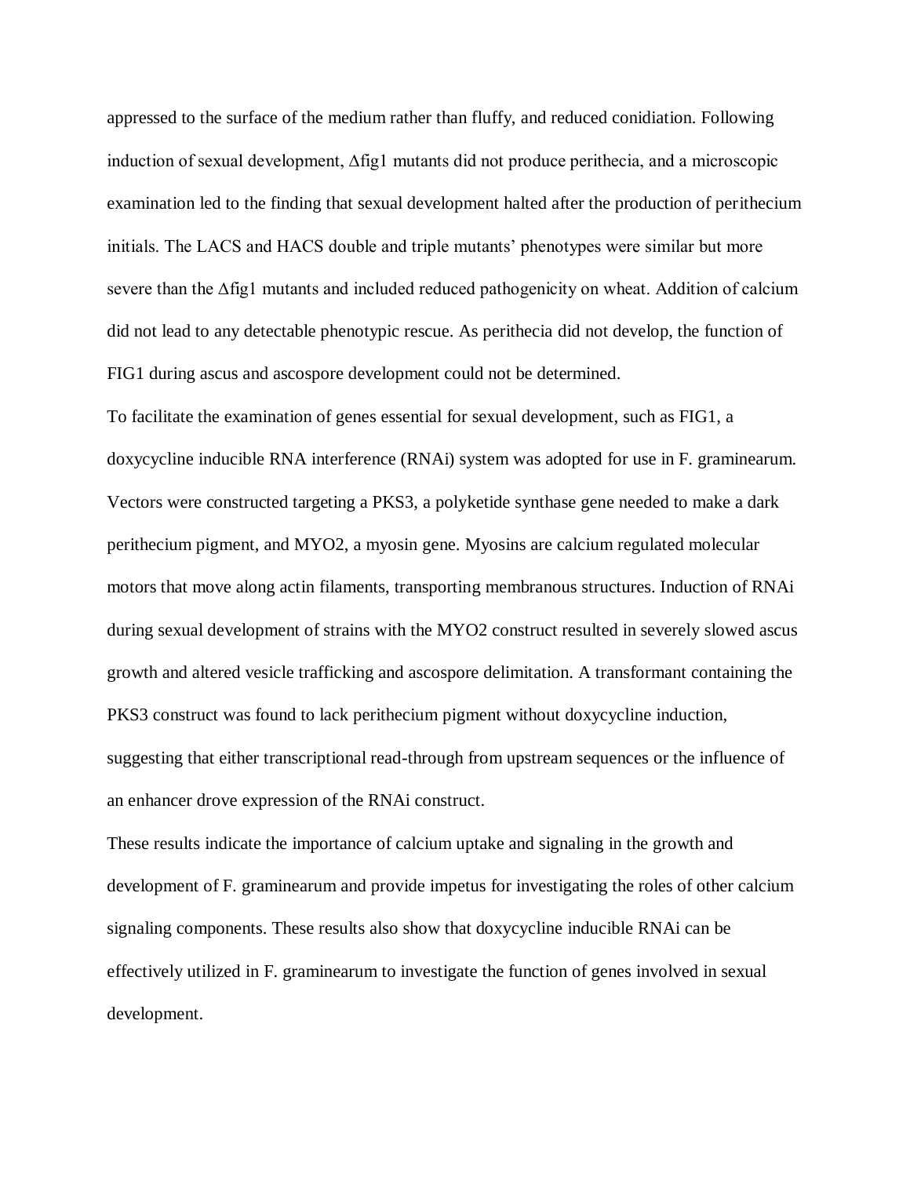appressed to the surface of the medium rather than fluffy, and reduced conidiation. Following induction of sexual development, Δfig1 mutants did not produce perithecia, and a microscopic examination led to the finding that sexual development halted after the production of perithecium initials. The LACS and HACS double and triple mutants' phenotypes were similar but more severe than the Δfig1 mutants and included reduced pathogenicity on wheat. Addition of calcium did not lead to any detectable phenotypic rescue. As perithecia did not develop, the function of FIG1 during ascus and ascospore development could not be determined.

To facilitate the examination of genes essential for sexual development, such as FIG1, a doxycycline inducible RNA interference (RNAi) system was adopted for use in F. graminearum. Vectors were constructed targeting a PKS3, a polyketide synthase gene needed to make a dark perithecium pigment, and MYO2, a myosin gene. Myosins are calcium regulated molecular motors that move along actin filaments, transporting membranous structures. Induction of RNAi during sexual development of strains with the MYO2 construct resulted in severely slowed ascus growth and altered vesicle trafficking and ascospore delimitation. A transformant containing the PKS3 construct was found to lack perithecium pigment without doxycycline induction, suggesting that either transcriptional read-through from upstream sequences or the influence of an enhancer drove expression of the RNAi construct.

These results indicate the importance of calcium uptake and signaling in the growth and development of F. graminearum and provide impetus for investigating the roles of other calcium signaling components. These results also show that doxycycline inducible RNAi can be effectively utilized in F. graminearum to investigate the function of genes involved in sexual development.